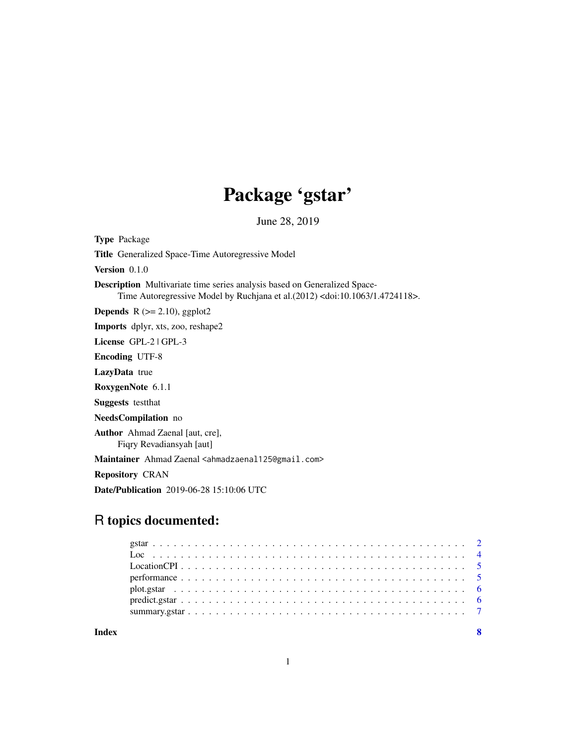# Package 'gstar'

June 28, 2019

**Type** Package

**Title** Generalized Space-Time Autoregressive Model

**Version** 0.1.0

**Description** Multivariate time series analysis based on Generalized Space-Time Autoregressive Model by Ruchjana et al.(2012) <doi:10.1063/1.4724118>.

**Depends** R (>= 2.10), ggplot2

**Imports** dplyr, xts, zoo, reshape2

**License** GPL-2 | GPL-3

**Encoding** UTF-8

**LazyData** true

**RoxygenNote** 6.1.1

**Suggests** testthat

**NeedsCompilation** no

**Author** Ahmad Zaenal [aut, cre],
Fiqry Revadiansyah [aut]

**Maintainer** Ahmad Zaenal <ahmadzaenal125@gmail.com>

**Repository** CRAN

**Date/Publication** 2019-06-28 15:10:06 UTC

## R topics documented:

- gstar . . . . . . . . . . . . . . . . . . . . . . . . . . . . . . . . . . . . . . . . 2
- Loc . . . . . . . . . . . . . . . . . . . . . . . . . . . . . . . . . . . . . . . . 4
- LocationCPI . . . . . . . . . . . . . . . . . . . . . . . . . . . . . . . . . . . . 5
- performance . . . . . . . . . . . . . . . . . . . . . . . . . . . . . . . . . . . . 5
- plot.gstar . . . . . . . . . . . . . . . . . . . . . . . . . . . . . . . . . . . . . 6
- predict.gstar . . . . . . . . . . . . . . . . . . . . . . . . . . . . . . . . . . . 6
- summary.gstar . . . . . . . . . . . . . . . . . . . . . . . . . . . . . . . . . . 7

**Index** **8**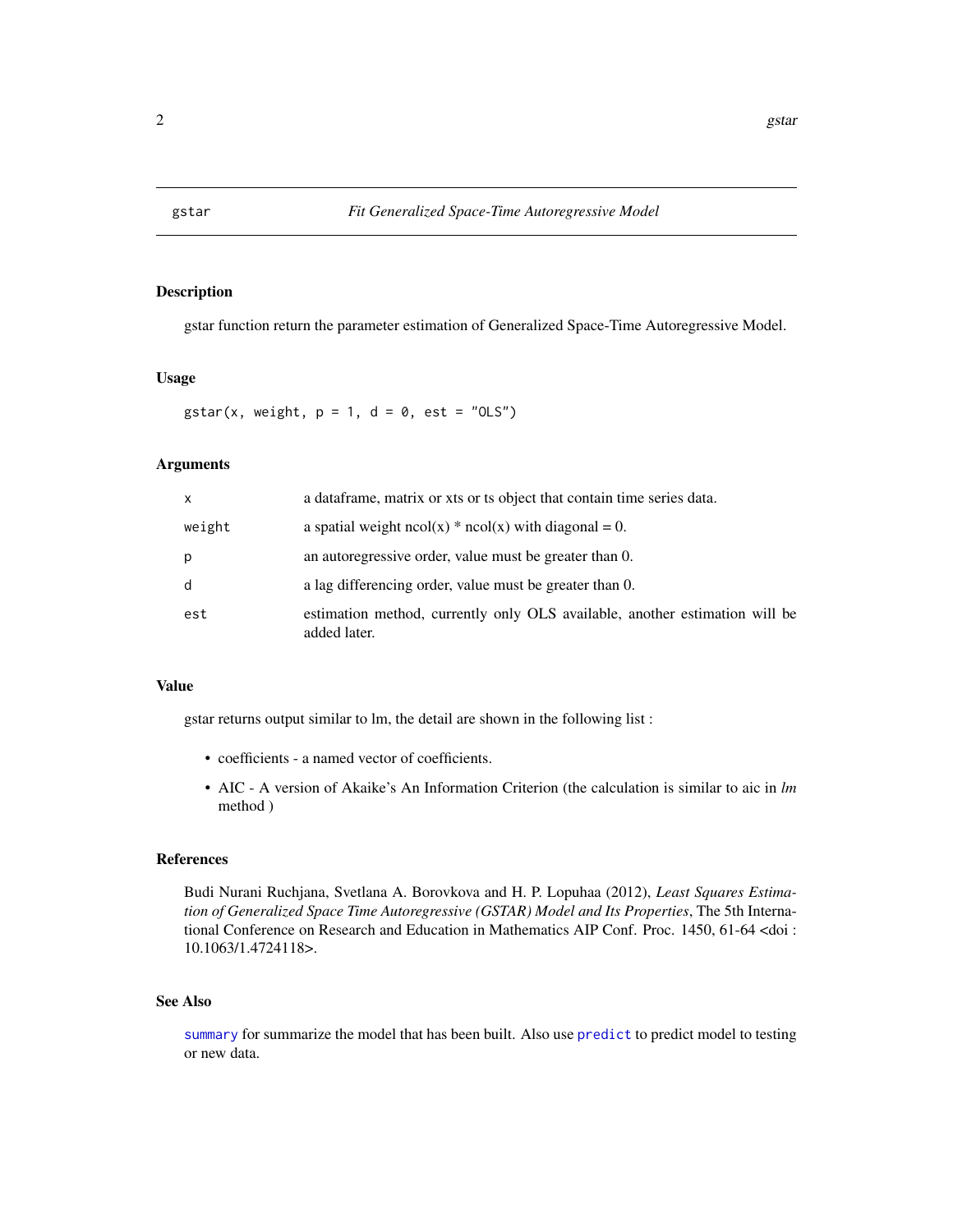## gstar — *Fit Generalized Space-Time Autoregressive Model*

### Description

gstar function return the parameter estimation of Generalized Space-Time Autoregressive Model.

### Usage

```
gstar(x, weight, p = 1, d = 0, est = "OLS")
```

### Arguments

| | |
|---|---|
| `x` | a dataframe, matrix or xts or ts object that contain time series data. |
| `weight` | a spatial weight ncol(x) * ncol(x) with diagonal = 0. |
| `p` | an autoregressive order, value must be greater than 0. |
| `d` | a lag differencing order, value must be greater than 0. |
| `est` | estimation method, currently only OLS available, another estimation will be added later. |

### Value

gstar returns output similar to lm, the detail are shown in the following list :

- coefficients - a named vector of coefficients.
- AIC - A version of Akaike's An Information Criterion (the calculation is similar to aic in *lm* method )

### References

Budi Nurani Ruchjana, Svetlana A. Borovkova and H. P. Lopuhaa (2012), *Least Squares Estimation of Generalized Space Time Autoregressive (GSTAR) Model and Its Properties*, The 5th International Conference on Research and Education in Mathematics AIP Conf. Proc. 1450, 61-64 <doi : 10.1063/1.4724118>.

### See Also

`summary` for summarize the model that has been built. Also use `predict` to predict model to testing or new data.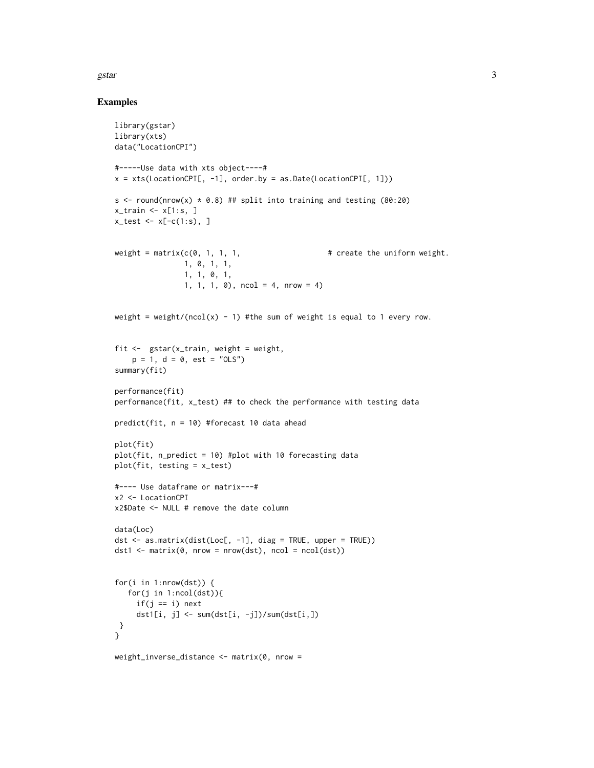## Examples

```
library(gstar)
library(xts)
data("LocationCPI")

#-----Use data with xts object----#
x = xts(LocationCPI[, -1], order.by = as.Date(LocationCPI[, 1]))

s <- round(nrow(x) * 0.8) ## split into training and testing (80:20)
x_train <- x[1:s, ]
x_test <- x[-c(1:s), ]


weight = matrix(c(0, 1, 1, 1,                    # create the uniform weight.
                1, 0, 1, 1,
                1, 1, 0, 1,
                1, 1, 1, 0), ncol = 4, nrow = 4)


weight = weight/(ncol(x) - 1) #the sum of weight is equal to 1 every row.


fit <-  gstar(x_train, weight = weight,
    p = 1, d = 0, est = "OLS")
summary(fit)

performance(fit)
performance(fit, x_test) ## to check the performance with testing data

predict(fit, n = 10) #forecast 10 data ahead

plot(fit)
plot(fit, n_predict = 10) #plot with 10 forecasting data
plot(fit, testing = x_test)

#---- Use dataframe or matrix---#
x2 <- LocationCPI
x2$Date <- NULL # remove the date column

data(Loc)
dst <- as.matrix(dist(Loc[, -1], diag = TRUE, upper = TRUE))
dst1 <- matrix(0, nrow = nrow(dst), ncol = ncol(dst))


for(i in 1:nrow(dst)) {
   for(j in 1:ncol(dst)){
     if(j == i) next
     dst1[i, j] <- sum(dst[i, -j])/sum(dst[i,])
 }
}

weight_inverse_distance <- matrix(0, nrow =
```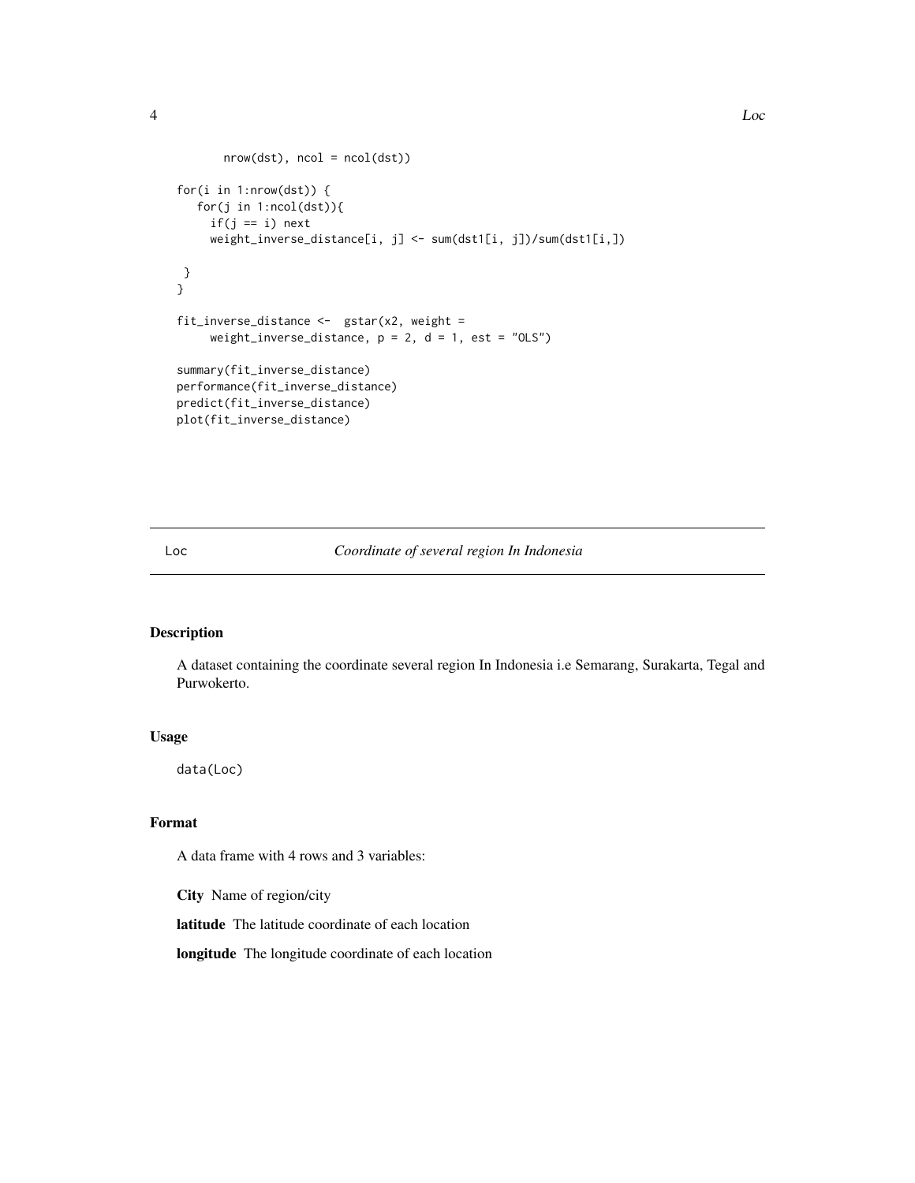```
      nrow(dst), ncol = ncol(dst))

for(i in 1:nrow(dst)) {
   for(j in 1:ncol(dst)){
     if(j == i) next
     weight_inverse_distance[i, j] <- sum(dst1[i, j])/sum(dst1[i,])

 }
}

fit_inverse_distance <-  gstar(x2, weight =
     weight_inverse_distance, p = 2, d = 1, est = "OLS")

summary(fit_inverse_distance)
performance(fit_inverse_distance)
predict(fit_inverse_distance)
plot(fit_inverse_distance)
```

---

## Loc — *Coordinate of several region In Indonesia*

### Description

A dataset containing the coordinate several region In Indonesia i.e Semarang, Surakarta, Tegal and Purwokerto.

### Usage

```
data(Loc)
```

### Format

A data frame with 4 rows and 3 variables:

**City** Name of region/city

**latitude** The latitude coordinate of each location

**longitude** The longitude coordinate of each location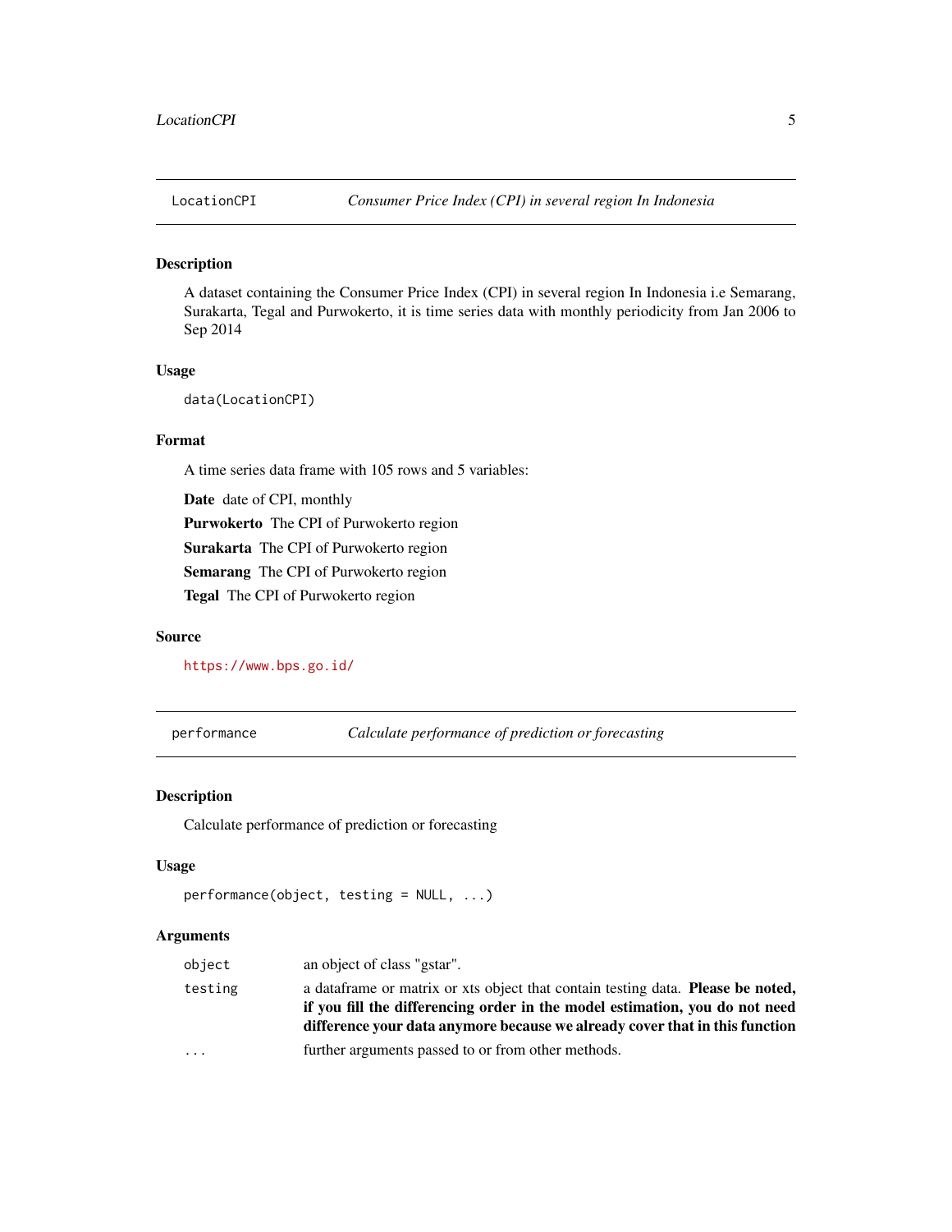## LocationCPI — *Consumer Price Index (CPI) in several region In Indonesia*

### Description

A dataset containing the Consumer Price Index (CPI) in several region In Indonesia i.e Semarang, Surakarta, Tegal and Purwokerto, it is time series data with monthly periodicity from Jan 2006 to Sep 2014

### Usage

```
data(LocationCPI)
```

### Format

A time series data frame with 105 rows and 5 variables:

**Date** date of CPI, monthly

**Purwokerto** The CPI of Purwokerto region

**Surakarta** The CPI of Purwokerto region

**Semarang** The CPI of Purwokerto region

**Tegal** The CPI of Purwokerto region

### Source

https://www.bps.go.id/

## performance — *Calculate performance of prediction or forecasting*

### Description

Calculate performance of prediction or forecasting

### Usage

```
performance(object, testing = NULL, ...)
```

### Arguments

| | |
|---|---|
| `object` | an object of class "gstar". |
| `testing` | a dataframe or matrix or xts object that contain testing data. **Please be noted, if you fill the differencing order in the model estimation, you do not need difference your data anymore because we already cover that in this function** |
| `...` | further arguments passed to or from other methods. |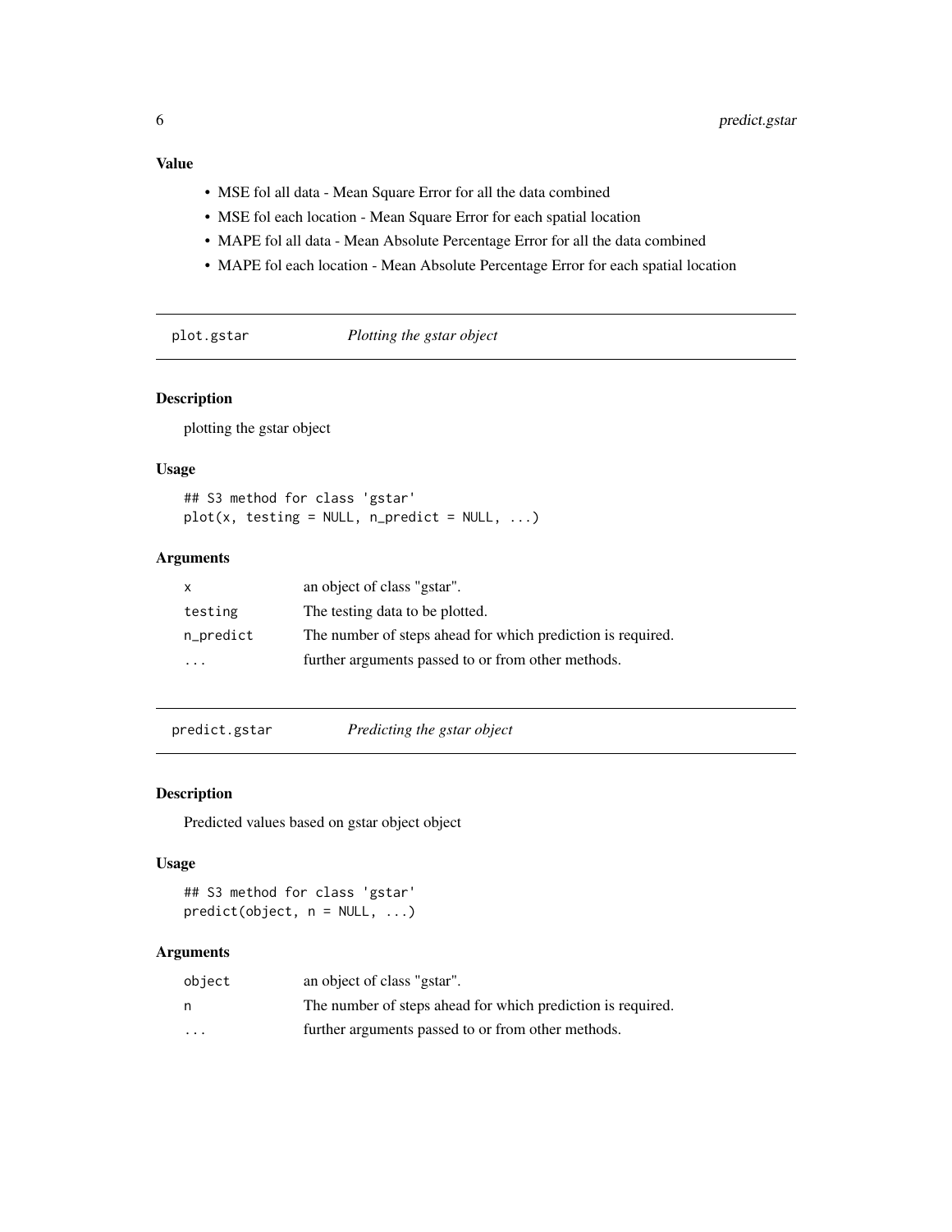### Value

- MSE fol all data - Mean Square Error for all the data combined
- MSE fol each location - Mean Square Error for each spatial location
- MAPE fol all data - Mean Absolute Percentage Error for all the data combined
- MAPE fol each location - Mean Absolute Percentage Error for each spatial location

---

## plot.gstar — *Plotting the gstar object*

### Description

plotting the gstar object

### Usage

```
## S3 method for class 'gstar'
plot(x, testing = NULL, n_predict = NULL, ...)
```

### Arguments

| | |
|---|---|
| `x` | an object of class "gstar". |
| `testing` | The testing data to be plotted. |
| `n_predict` | The number of steps ahead for which prediction is required. |
| `...` | further arguments passed to or from other methods. |

---

## predict.gstar — *Predicting the gstar object*

### Description

Predicted values based on gstar object object

### Usage

```
## S3 method for class 'gstar'
predict(object, n = NULL, ...)
```

### Arguments

| | |
|---|---|
| `object` | an object of class "gstar". |
| `n` | The number of steps ahead for which prediction is required. |
| `...` | further arguments passed to or from other methods. |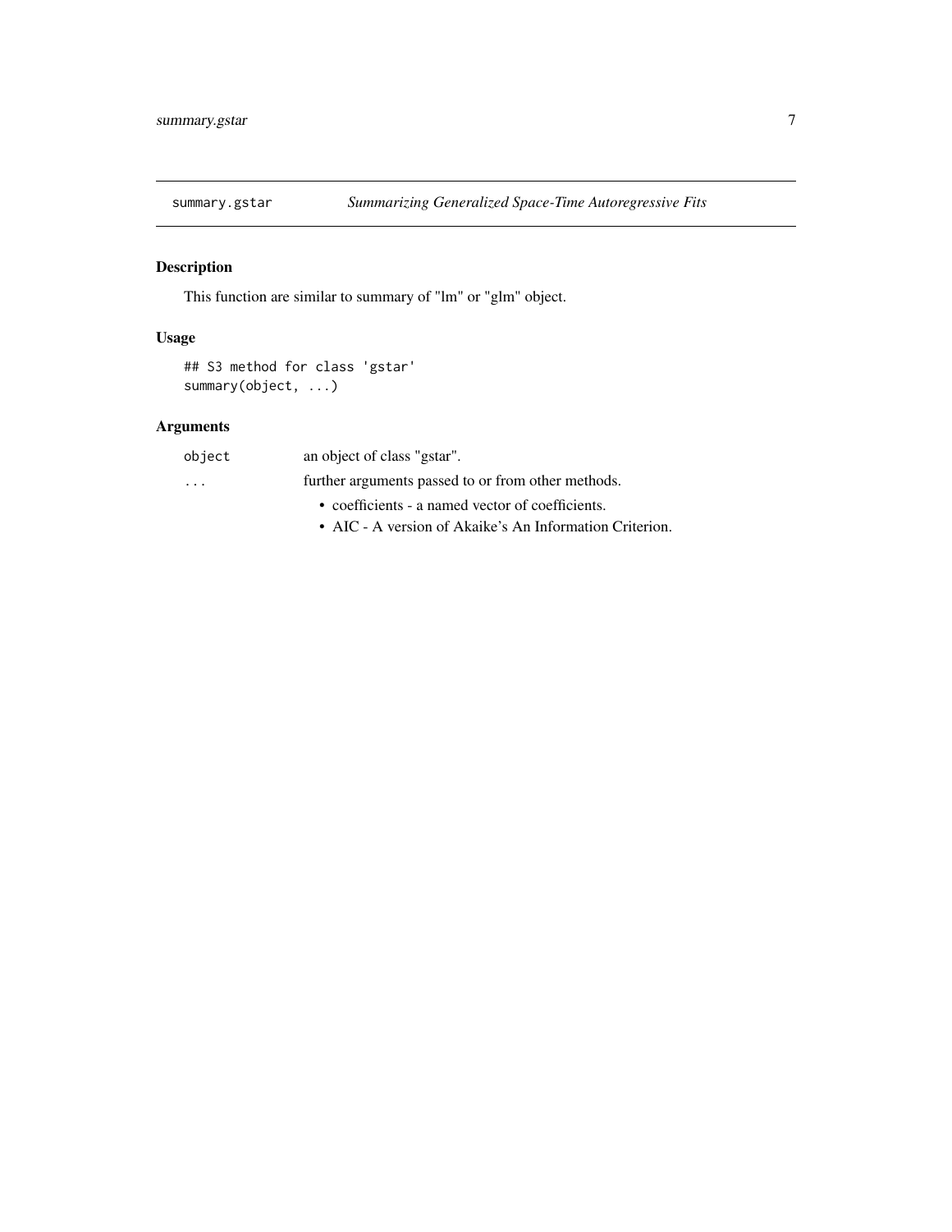## summary.gstar — *Summarizing Generalized Space-Time Autoregressive Fits*

### Description

This function are similar to summary of "lm" or "glm" object.

### Usage

```
## S3 method for class 'gstar'
summary(object, ...)
```

### Arguments

| | |
|---|---|
| `object` | an object of class "gstar". |
| `...` | further arguments passed to or from other methods. |

- coefficients - a named vector of coefficients.
- AIC - A version of Akaike's An Information Criterion.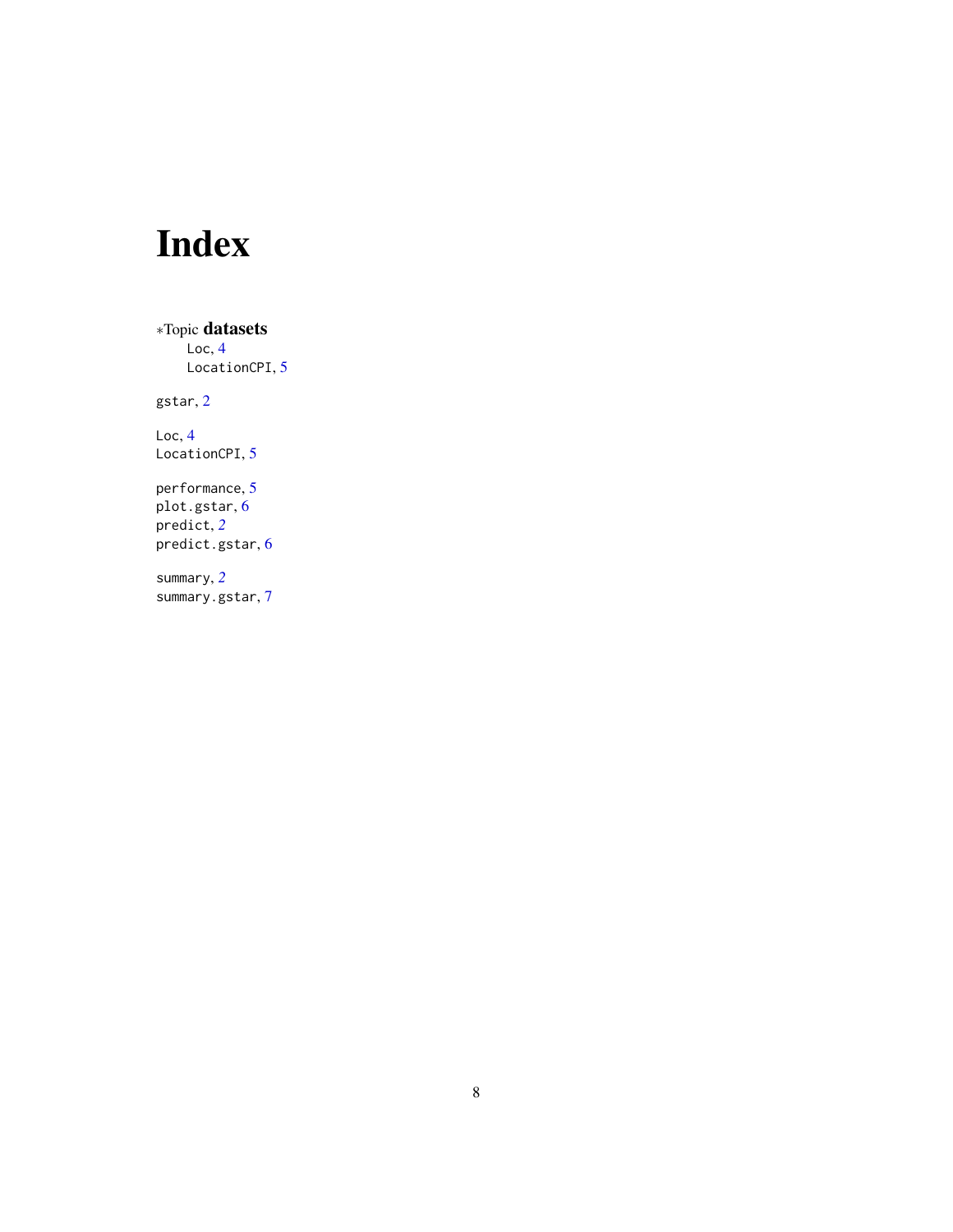# Index

*Topic **datasets**
- Loc, 4
- LocationCPI, 5

gstar, 2

Loc, 4
LocationCPI, 5

performance, 5
plot.gstar, 6
predict, *2*
predict.gstar, 6

summary, *2*
summary.gstar, 7